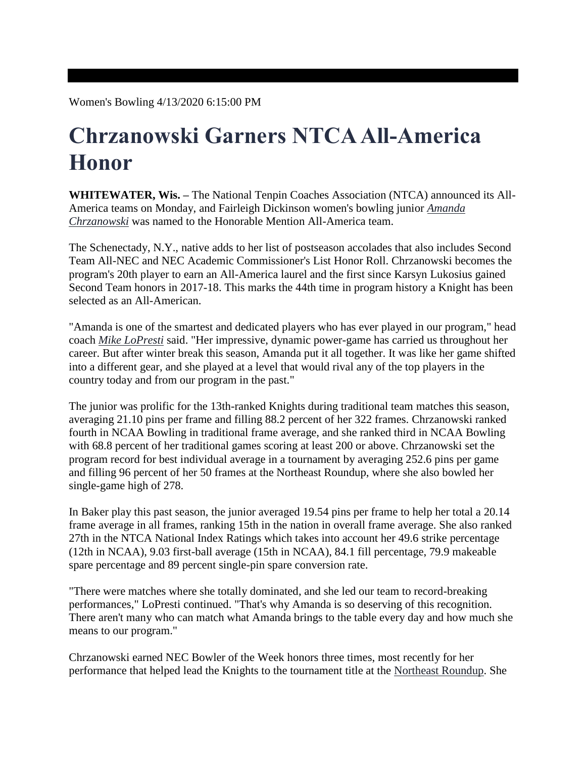Women's Bowling 4/13/2020 6:15:00 PM

# Chrzanowski Garners NTCA All-America Honor

**WHITEWATER, Wis. –** The National Tenpin Coaches Association (NTCA) announced its All-America teams on Monday, and Fairleigh Dickinson women's bowling junior *Amanda Chrzanowski* was named to the Honorable Mention All-America team.

The Schenectady, N.Y., native adds to her list of postseason accolades that also includes Second Team All-NEC and NEC Academic Commissioner's List Honor Roll. Chrzanowski becomes the program's 20th player to earn an All-America laurel and the first since Karsyn Lukosius gained Second Team honors in 2017-18. This marks the 44th time in program history a Knight has been selected as an All-American.

"Amanda is one of the smartest and dedicated players who has ever played in our program," head coach *Mike LoPresti* said. "Her impressive, dynamic power-game has carried us throughout her career. But after winter break this season, Amanda put it all together. It was like her game shifted into a different gear, and she played at a level that would rival any of the top players in the country today and from our program in the past."

The junior was prolific for the 13th-ranked Knights during traditional team matches this season, averaging 21.10 pins per frame and filling 88.2 percent of her 322 frames. Chrzanowski ranked fourth in NCAA Bowling in traditional frame average, and she ranked third in NCAA Bowling with 68.8 percent of her traditional games scoring at least 200 or above. Chrzanowski set the program record for best individual average in a tournament by averaging 252.6 pins per game and filling 96 percent of her 50 frames at the Northeast Roundup, where she also bowled her single-game high of 278.

In Baker play this past season, the junior averaged 19.54 pins per frame to help her total a 20.14 frame average in all frames, ranking 15th in the nation in overall frame average. She also ranked 27th in the NTCA National Index Ratings which takes into account her 49.6 strike percentage (12th in NCAA), 9.03 first-ball average (15th in NCAA), 84.1 fill percentage, 79.9 makeable spare percentage and 89 percent single-pin spare conversion rate.

"There were matches where she totally dominated, and she led our team to record-breaking performances," LoPresti continued. "That's why Amanda is so deserving of this recognition. There aren't many who can match what Amanda brings to the table every day and how much she means to our program."

Chrzanowski earned NEC Bowler of the Week honors three times, most recently for her performance that helped lead the Knights to the tournament title at the Northeast Roundup. She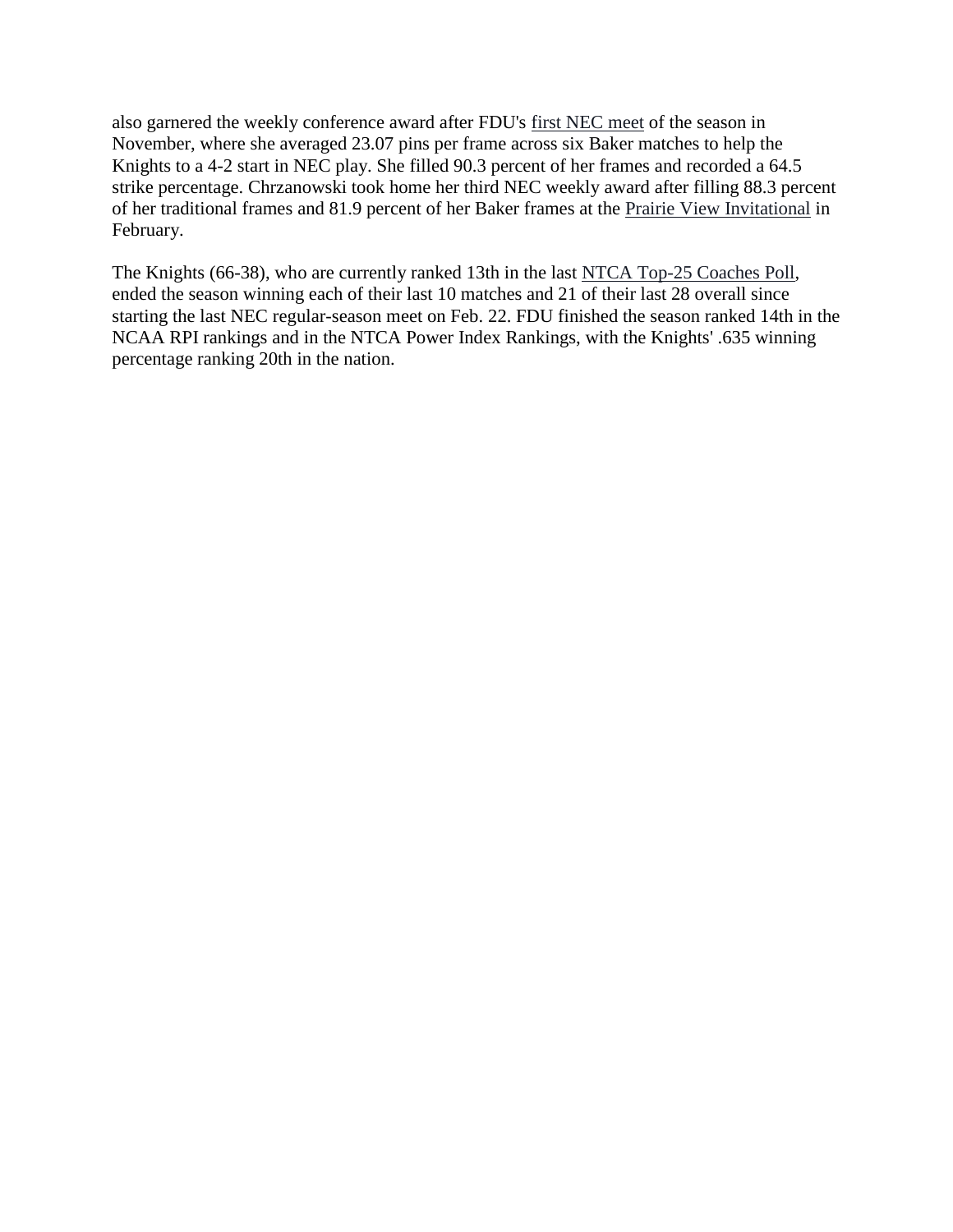also garnered the weekly conference award after FDU's first NEC meet of the season in November, where she averaged 23.07 pins per frame across six Baker matches to help the Knights to a 4-2 start in NEC play. She filled 90.3 percent of her frames and recorded a 64.5 strike percentage. Chrzanowski took home her third NEC weekly award after filling 88.3 percent of her traditional frames and 81.9 percent of her Baker frames at the Prairie View Invitational in February.

The Knights (66-38), who are currently ranked 13th in the last NTCA Top-25 Coaches Poll, ended the season winning each of their last 10 matches and 21 of their last 28 overall since starting the last NEC regular-season meet on Feb. 22. FDU finished the season ranked 14th in the NCAA RPI rankings and in the NTCA Power Index Rankings, with the Knights' .635 winning percentage ranking 20th in the nation.